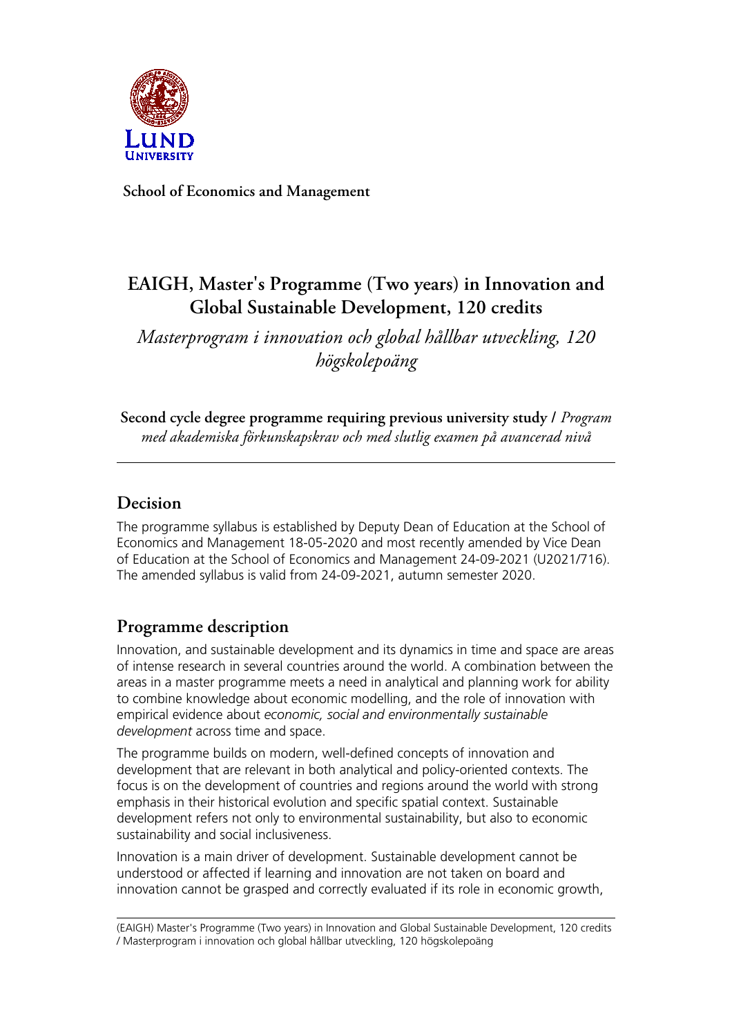**School of Economics and Management**

# EAIGH, Master's Programme (Two years) in Innovation and Global Sustainable Development, 120 credits

*Masterprogram i innovation och global hållbar utveckling, 120 högskolepoäng*

**Second cycle degree programme requiring previous university study /** *Program med akademiska förkunskapskrav och med slutlig examen på avancerad nivå*

---

## Decision

The programme syllabus is established by Deputy Dean of Education at the School of Economics and Management 18-05-2020 and most recently amended by Vice Dean of Education at the School of Economics and Management 24-09-2021 (U2021/716). The amended syllabus is valid from 24-09-2021, autumn semester 2020.

## Programme description

Innovation, and sustainable development and its dynamics in time and space are areas of intense research in several countries around the world. A combination between the areas in a master programme meets a need in analytical and planning work for ability to combine knowledge about economic modelling, and the role of innovation with empirical evidence about *economic, social and environmentally sustainable development* across time and space.

The programme builds on modern, well-defined concepts of innovation and development that are relevant in both analytical and policy-oriented contexts. The focus is on the development of countries and regions around the world with strong emphasis in their historical evolution and specific spatial context. Sustainable development refers not only to environmental sustainability, but also to economic sustainability and social inclusiveness.

Innovation is a main driver of development. Sustainable development cannot be understood or affected if learning and innovation are not taken on board and innovation cannot be grasped and correctly evaluated if its role in economic growth,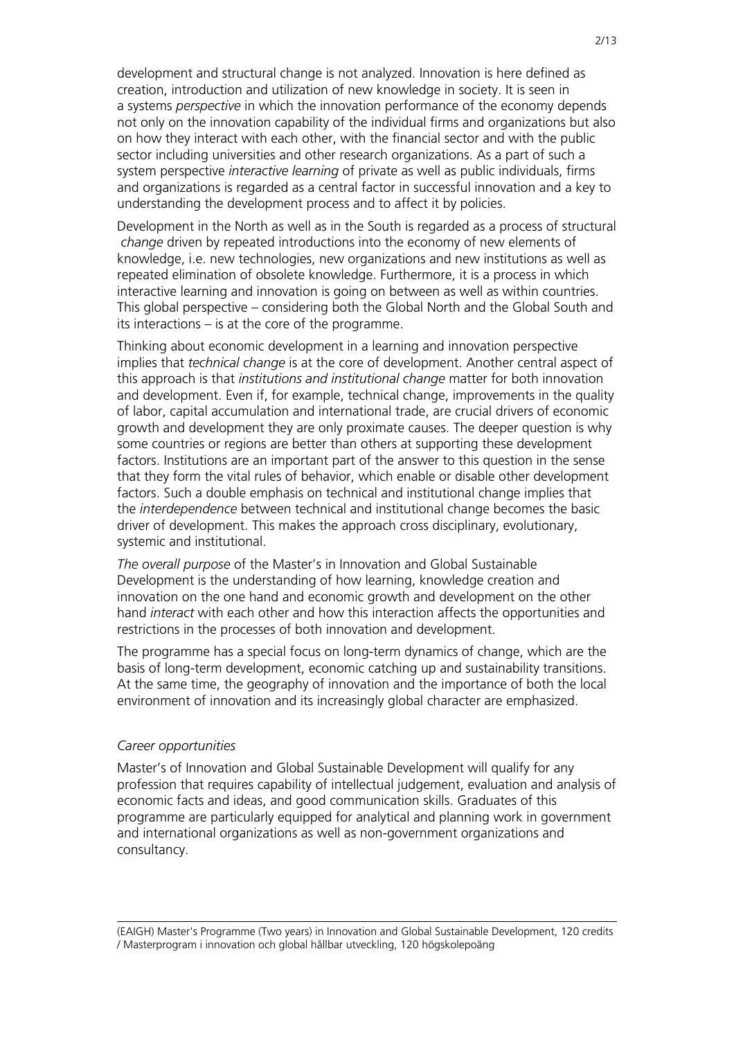development and structural change is not analyzed. Innovation is here defined as creation, introduction and utilization of new knowledge in society. It is seen in a systems *perspective* in which the innovation performance of the economy depends not only on the innovation capability of the individual firms and organizations but also on how they interact with each other, with the financial sector and with the public sector including universities and other research organizations. As a part of such a system perspective *interactive learning* of private as well as public individuals, firms and organizations is regarded as a central factor in successful innovation and a key to understanding the development process and to affect it by policies.

Development in the North as well as in the South is regarded as a process of structural *change* driven by repeated introductions into the economy of new elements of knowledge, i.e. new technologies, new organizations and new institutions as well as repeated elimination of obsolete knowledge. Furthermore, it is a process in which interactive learning and innovation is going on between as well as within countries. This global perspective – considering both the Global North and the Global South and its interactions – is at the core of the programme.

Thinking about economic development in a learning and innovation perspective implies that *technical change* is at the core of development. Another central aspect of this approach is that *institutions and institutional change* matter for both innovation and development. Even if, for example, technical change, improvements in the quality of labor, capital accumulation and international trade, are crucial drivers of economic growth and development they are only proximate causes. The deeper question is why some countries or regions are better than others at supporting these development factors. Institutions are an important part of the answer to this question in the sense that they form the vital rules of behavior, which enable or disable other development factors. Such a double emphasis on technical and institutional change implies that the *interdependence* between technical and institutional change becomes the basic driver of development. This makes the approach cross disciplinary, evolutionary, systemic and institutional.

*The overall purpose* of the Master's in Innovation and Global Sustainable Development is the understanding of how learning, knowledge creation and innovation on the one hand and economic growth and development on the other hand *interact* with each other and how this interaction affects the opportunities and restrictions in the processes of both innovation and development.

The programme has a special focus on long-term dynamics of change, which are the basis of long-term development, economic catching up and sustainability transitions. At the same time, the geography of innovation and the importance of both the local environment of innovation and its increasingly global character are emphasized.

*Career opportunities*

Master's of Innovation and Global Sustainable Development will qualify for any profession that requires capability of intellectual judgement, evaluation and analysis of economic facts and ideas, and good communication skills. Graduates of this programme are particularly equipped for analytical and planning work in government and international organizations as well as non-government organizations and consultancy.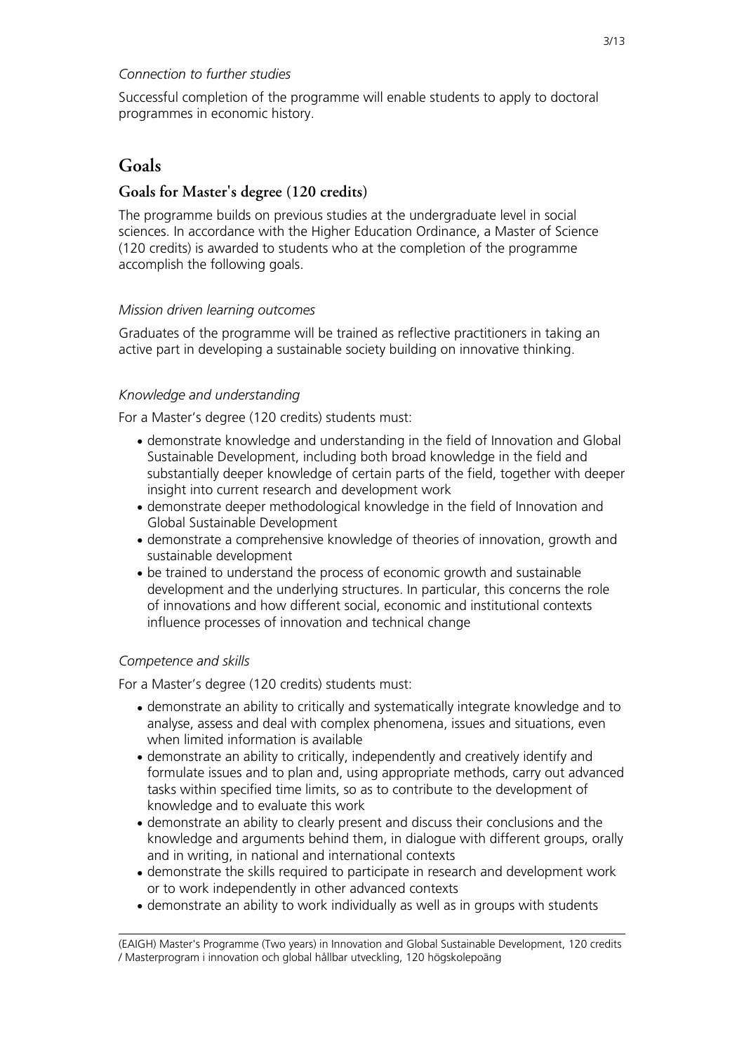*Connection to further studies*

Successful completion of the programme will enable students to apply to doctoral programmes in economic history.

# Goals

## Goals for Master's degree (120 credits)

The programme builds on previous studies at the undergraduate level in social sciences. In accordance with the Higher Education Ordinance, a Master of Science (120 credits) is awarded to students who at the completion of the programme accomplish the following goals.

*Mission driven learning outcomes*

Graduates of the programme will be trained as reflective practitioners in taking an active part in developing a sustainable society building on innovative thinking.

*Knowledge and understanding*

For a Master's degree (120 credits) students must:

- demonstrate knowledge and understanding in the field of Innovation and Global Sustainable Development, including both broad knowledge in the field and substantially deeper knowledge of certain parts of the field, together with deeper insight into current research and development work
- demonstrate deeper methodological knowledge in the field of Innovation and Global Sustainable Development
- demonstrate a comprehensive knowledge of theories of innovation, growth and sustainable development
- be trained to understand the process of economic growth and sustainable development and the underlying structures. In particular, this concerns the role of innovations and how different social, economic and institutional contexts influence processes of innovation and technical change

*Competence and skills*

For a Master's degree (120 credits) students must:

- demonstrate an ability to critically and systematically integrate knowledge and to analyse, assess and deal with complex phenomena, issues and situations, even when limited information is available
- demonstrate an ability to critically, independently and creatively identify and formulate issues and to plan and, using appropriate methods, carry out advanced tasks within specified time limits, so as to contribute to the development of knowledge and to evaluate this work
- demonstrate an ability to clearly present and discuss their conclusions and the knowledge and arguments behind them, in dialogue with different groups, orally and in writing, in national and international contexts
- demonstrate the skills required to participate in research and development work or to work independently in other advanced contexts
- demonstrate an ability to work individually as well as in groups with students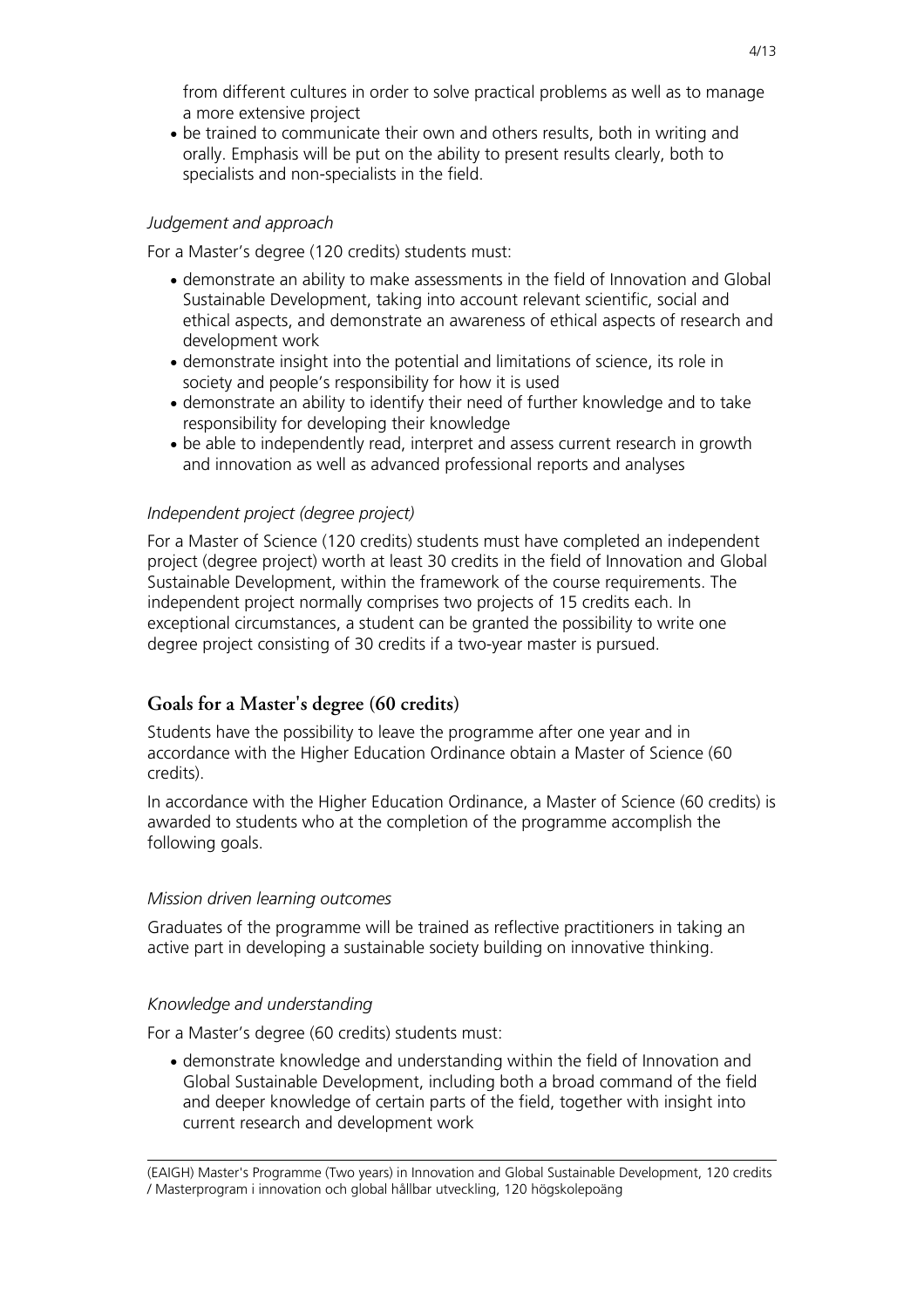from different cultures in order to solve practical problems as well as to manage a more extensive project
- be trained to communicate their own and others results, both in writing and orally. Emphasis will be put on the ability to present results clearly, both to specialists and non-specialists in the field.

*Judgement and approach*

For a Master's degree (120 credits) students must:

- demonstrate an ability to make assessments in the field of Innovation and Global Sustainable Development, taking into account relevant scientific, social and ethical aspects, and demonstrate an awareness of ethical aspects of research and development work
- demonstrate insight into the potential and limitations of science, its role in society and people's responsibility for how it is used
- demonstrate an ability to identify their need of further knowledge and to take responsibility for developing their knowledge
- be able to independently read, interpret and assess current research in growth and innovation as well as advanced professional reports and analyses

*Independent project (degree project)*

For a Master of Science (120 credits) students must have completed an independent project (degree project) worth at least 30 credits in the field of Innovation and Global Sustainable Development, within the framework of the course requirements. The independent project normally comprises two projects of 15 credits each. In exceptional circumstances, a student can be granted the possibility to write one degree project consisting of 30 credits if a two-year master is pursued.

## Goals for a Master's degree (60 credits)

Students have the possibility to leave the programme after one year and in accordance with the Higher Education Ordinance obtain a Master of Science (60 credits).

In accordance with the Higher Education Ordinance, a Master of Science (60 credits) is awarded to students who at the completion of the programme accomplish the following goals.

*Mission driven learning outcomes*

Graduates of the programme will be trained as reflective practitioners in taking an active part in developing a sustainable society building on innovative thinking.

*Knowledge and understanding*

For a Master's degree (60 credits) students must:

- demonstrate knowledge and understanding within the field of Innovation and Global Sustainable Development, including both a broad command of the field and deeper knowledge of certain parts of the field, together with insight into current research and development work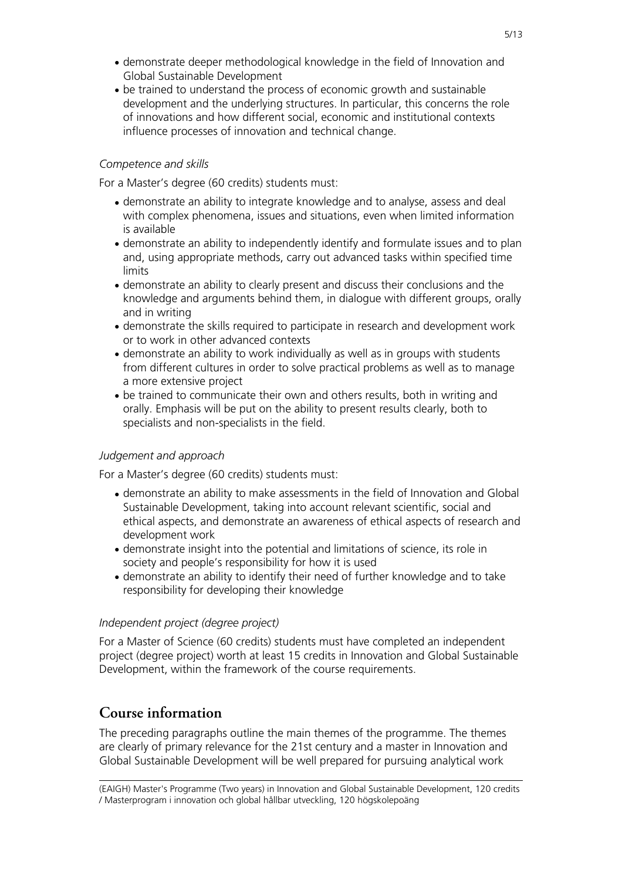- demonstrate deeper methodological knowledge in the field of Innovation and Global Sustainable Development
- be trained to understand the process of economic growth and sustainable development and the underlying structures. In particular, this concerns the role of innovations and how different social, economic and institutional contexts influence processes of innovation and technical change.

*Competence and skills*

For a Master's degree (60 credits) students must:

- demonstrate an ability to integrate knowledge and to analyse, assess and deal with complex phenomena, issues and situations, even when limited information is available
- demonstrate an ability to independently identify and formulate issues and to plan and, using appropriate methods, carry out advanced tasks within specified time limits
- demonstrate an ability to clearly present and discuss their conclusions and the knowledge and arguments behind them, in dialogue with different groups, orally and in writing
- demonstrate the skills required to participate in research and development work or to work in other advanced contexts
- demonstrate an ability to work individually as well as in groups with students from different cultures in order to solve practical problems as well as to manage a more extensive project
- be trained to communicate their own and others results, both in writing and orally. Emphasis will be put on the ability to present results clearly, both to specialists and non-specialists in the field.

*Judgement and approach*

For a Master's degree (60 credits) students must:

- demonstrate an ability to make assessments in the field of Innovation and Global Sustainable Development, taking into account relevant scientific, social and ethical aspects, and demonstrate an awareness of ethical aspects of research and development work
- demonstrate insight into the potential and limitations of science, its role in society and people's responsibility for how it is used
- demonstrate an ability to identify their need of further knowledge and to take responsibility for developing their knowledge

*Independent project (degree project)*

For a Master of Science (60 credits) students must have completed an independent project (degree project) worth at least 15 credits in Innovation and Global Sustainable Development, within the framework of the course requirements.

## Course information

The preceding paragraphs outline the main themes of the programme. The themes are clearly of primary relevance for the 21st century and a master in Innovation and Global Sustainable Development will be well prepared for pursuing analytical work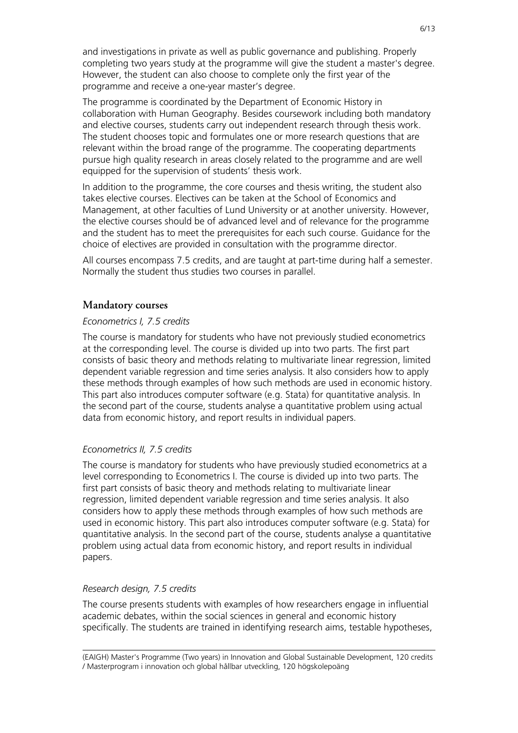and investigations in private as well as public governance and publishing. Properly completing two years study at the programme will give the student a master's degree. However, the student can also choose to complete only the first year of the programme and receive a one-year master's degree.

The programme is coordinated by the Department of Economic History in collaboration with Human Geography. Besides coursework including both mandatory and elective courses, students carry out independent research through thesis work. The student chooses topic and formulates one or more research questions that are relevant within the broad range of the programme. The cooperating departments pursue high quality research in areas closely related to the programme and are well equipped for the supervision of students' thesis work.

In addition to the programme, the core courses and thesis writing, the student also takes elective courses. Electives can be taken at the School of Economics and Management, at other faculties of Lund University or at another university. However, the elective courses should be of advanced level and of relevance for the programme and the student has to meet the prerequisites for each such course. Guidance for the choice of electives are provided in consultation with the programme director.

All courses encompass 7.5 credits, and are taught at part-time during half a semester. Normally the student thus studies two courses in parallel.

## Mandatory courses

*Econometrics I, 7.5 credits*

The course is mandatory for students who have not previously studied econometrics at the corresponding level. The course is divided up into two parts. The first part consists of basic theory and methods relating to multivariate linear regression, limited dependent variable regression and time series analysis. It also considers how to apply these methods through examples of how such methods are used in economic history. This part also introduces computer software (e.g. Stata) for quantitative analysis. In the second part of the course, students analyse a quantitative problem using actual data from economic history, and report results in individual papers.

*Econometrics II, 7.5 credits*

The course is mandatory for students who have previously studied econometrics at a level corresponding to Econometrics I. The course is divided up into two parts. The first part consists of basic theory and methods relating to multivariate linear regression, limited dependent variable regression and time series analysis. It also considers how to apply these methods through examples of how such methods are used in economic history. This part also introduces computer software (e.g. Stata) for quantitative analysis. In the second part of the course, students analyse a quantitative problem using actual data from economic history, and report results in individual papers.

*Research design, 7.5 credits*

The course presents students with examples of how researchers engage in influential academic debates, within the social sciences in general and economic history specifically. The students are trained in identifying research aims, testable hypotheses,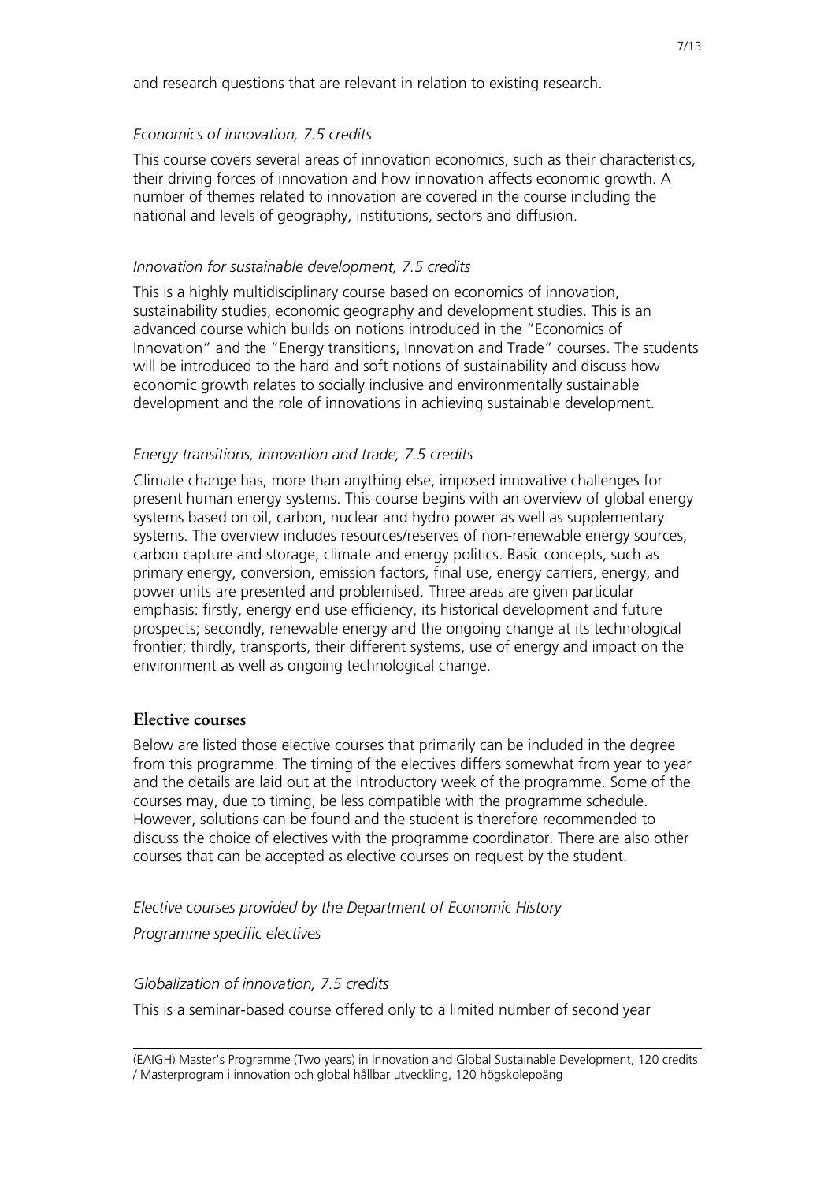and research questions that are relevant in relation to existing research.

*Economics of innovation, 7.5 credits*

This course covers several areas of innovation economics, such as their characteristics, their driving forces of innovation and how innovation affects economic growth. A number of themes related to innovation are covered in the course including the national and levels of geography, institutions, sectors and diffusion.

*Innovation for sustainable development, 7.5 credits*

This is a highly multidisciplinary course based on economics of innovation, sustainability studies, economic geography and development studies. This is an advanced course which builds on notions introduced in the "Economics of Innovation" and the "Energy transitions, Innovation and Trade" courses. The students will be introduced to the hard and soft notions of sustainability and discuss how economic growth relates to socially inclusive and environmentally sustainable development and the role of innovations in achieving sustainable development.

*Energy transitions, innovation and trade, 7.5 credits*

Climate change has, more than anything else, imposed innovative challenges for present human energy systems. This course begins with an overview of global energy systems based on oil, carbon, nuclear and hydro power as well as supplementary systems. The overview includes resources/reserves of non-renewable energy sources, carbon capture and storage, climate and energy politics. Basic concepts, such as primary energy, conversion, emission factors, final use, energy carriers, energy, and power units are presented and problemised. Three areas are given particular emphasis: firstly, energy end use efficiency, its historical development and future prospects; secondly, renewable energy and the ongoing change at its technological frontier; thirdly, transports, their different systems, use of energy and impact on the environment as well as ongoing technological change.

## Elective courses

Below are listed those elective courses that primarily can be included in the degree from this programme. The timing of the electives differs somewhat from year to year and the details are laid out at the introductory week of the programme. Some of the courses may, due to timing, be less compatible with the programme schedule. However, solutions can be found and the student is therefore recommended to discuss the choice of electives with the programme coordinator. There are also other courses that can be accepted as elective courses on request by the student.

*Elective courses provided by the Department of Economic History*

*Programme specific electives*

*Globalization of innovation, 7.5 credits*

This is a seminar-based course offered only to a limited number of second year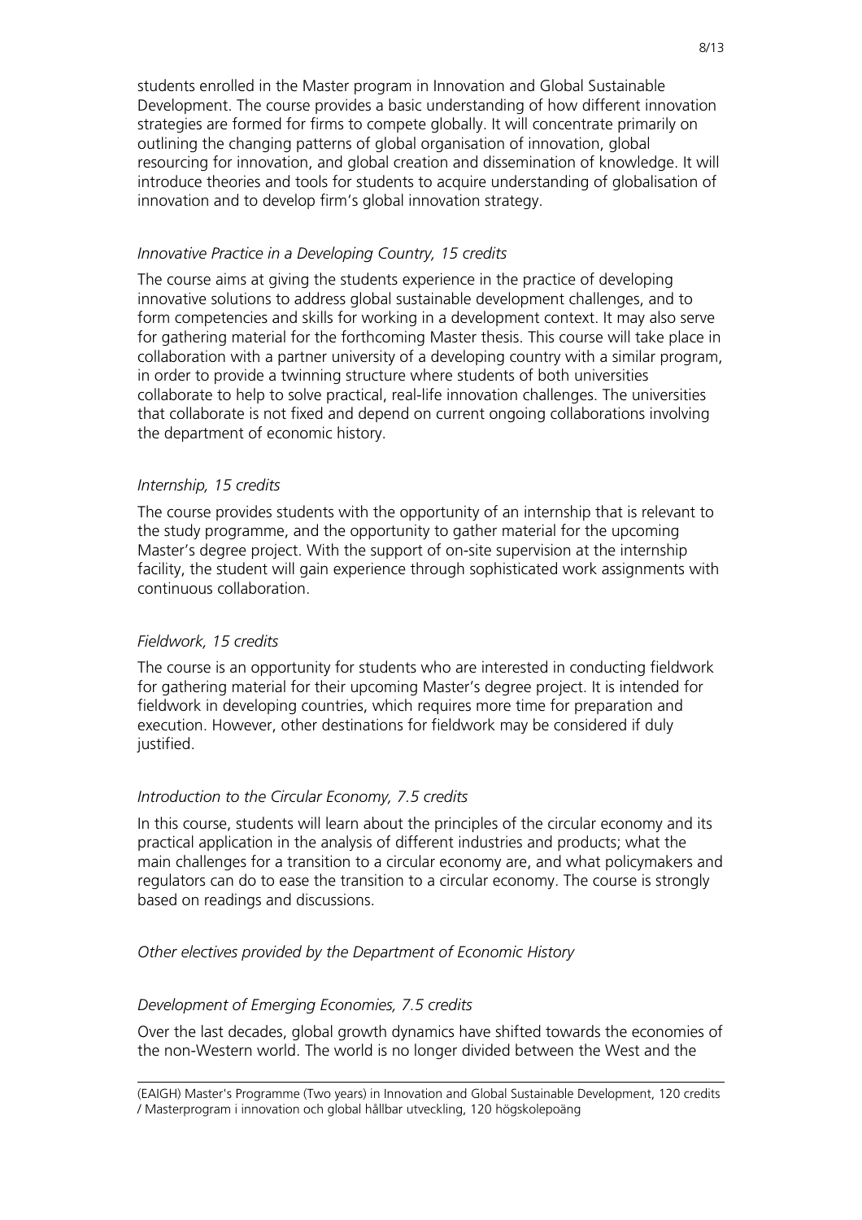students enrolled in the Master program in Innovation and Global Sustainable Development. The course provides a basic understanding of how different innovation strategies are formed for firms to compete globally. It will concentrate primarily on outlining the changing patterns of global organisation of innovation, global resourcing for innovation, and global creation and dissemination of knowledge. It will introduce theories and tools for students to acquire understanding of globalisation of innovation and to develop firm's global innovation strategy.

*Innovative Practice in a Developing Country, 15 credits*

The course aims at giving the students experience in the practice of developing innovative solutions to address global sustainable development challenges, and to form competencies and skills for working in a development context. It may also serve for gathering material for the forthcoming Master thesis. This course will take place in collaboration with a partner university of a developing country with a similar program, in order to provide a twinning structure where students of both universities collaborate to help to solve practical, real-life innovation challenges. The universities that collaborate is not fixed and depend on current ongoing collaborations involving the department of economic history.

*Internship, 15 credits*

The course provides students with the opportunity of an internship that is relevant to the study programme, and the opportunity to gather material for the upcoming Master's degree project. With the support of on-site supervision at the internship facility, the student will gain experience through sophisticated work assignments with continuous collaboration.

*Fieldwork, 15 credits*

The course is an opportunity for students who are interested in conducting fieldwork for gathering material for their upcoming Master's degree project. It is intended for fieldwork in developing countries, which requires more time for preparation and execution. However, other destinations for fieldwork may be considered if duly justified.

*Introduction to the Circular Economy, 7.5 credits*

In this course, students will learn about the principles of the circular economy and its practical application in the analysis of different industries and products; what the main challenges for a transition to a circular economy are, and what policymakers and regulators can do to ease the transition to a circular economy. The course is strongly based on readings and discussions.

*Other electives provided by the Department of Economic History*

*Development of Emerging Economies, 7.5 credits*

Over the last decades, global growth dynamics have shifted towards the economies of the non-Western world. The world is no longer divided between the West and the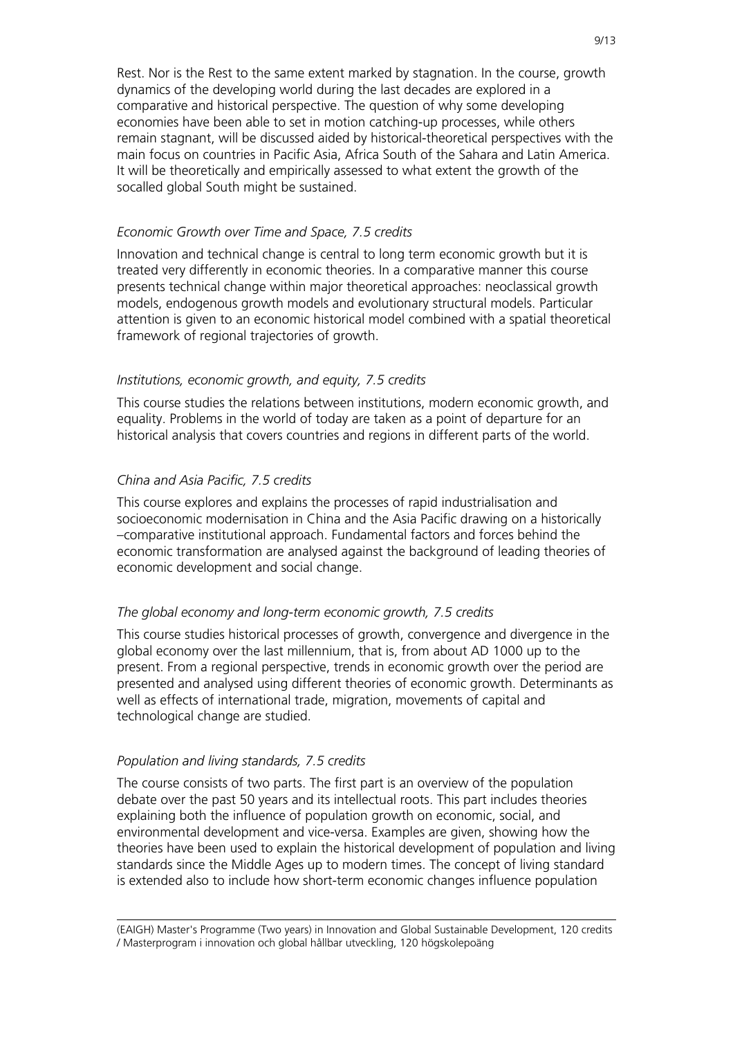Rest. Nor is the Rest to the same extent marked by stagnation. In the course, growth dynamics of the developing world during the last decades are explored in a comparative and historical perspective. The question of why some developing economies have been able to set in motion catching-up processes, while others remain stagnant, will be discussed aided by historical-theoretical perspectives with the main focus on countries in Pacific Asia, Africa South of the Sahara and Latin America. It will be theoretically and empirically assessed to what extent the growth of the socalled global South might be sustained.

*Economic Growth over Time and Space, 7.5 credits*

Innovation and technical change is central to long term economic growth but it is treated very differently in economic theories. In a comparative manner this course presents technical change within major theoretical approaches: neoclassical growth models, endogenous growth models and evolutionary structural models. Particular attention is given to an economic historical model combined with a spatial theoretical framework of regional trajectories of growth.

*Institutions, economic growth, and equity, 7.5 credits*

This course studies the relations between institutions, modern economic growth, and equality. Problems in the world of today are taken as a point of departure for an historical analysis that covers countries and regions in different parts of the world.

*China and Asia Pacific, 7.5 credits*

This course explores and explains the processes of rapid industrialisation and socioeconomic modernisation in China and the Asia Pacific drawing on a historically –comparative institutional approach. Fundamental factors and forces behind the economic transformation are analysed against the background of leading theories of economic development and social change.

*The global economy and long-term economic growth, 7.5 credits*

This course studies historical processes of growth, convergence and divergence in the global economy over the last millennium, that is, from about AD 1000 up to the present. From a regional perspective, trends in economic growth over the period are presented and analysed using different theories of economic growth. Determinants as well as effects of international trade, migration, movements of capital and technological change are studied.

*Population and living standards, 7.5 credits*

The course consists of two parts. The first part is an overview of the population debate over the past 50 years and its intellectual roots. This part includes theories explaining both the influence of population growth on economic, social, and environmental development and vice-versa. Examples are given, showing how the theories have been used to explain the historical development of population and living standards since the Middle Ages up to modern times. The concept of living standard is extended also to include how short-term economic changes influence population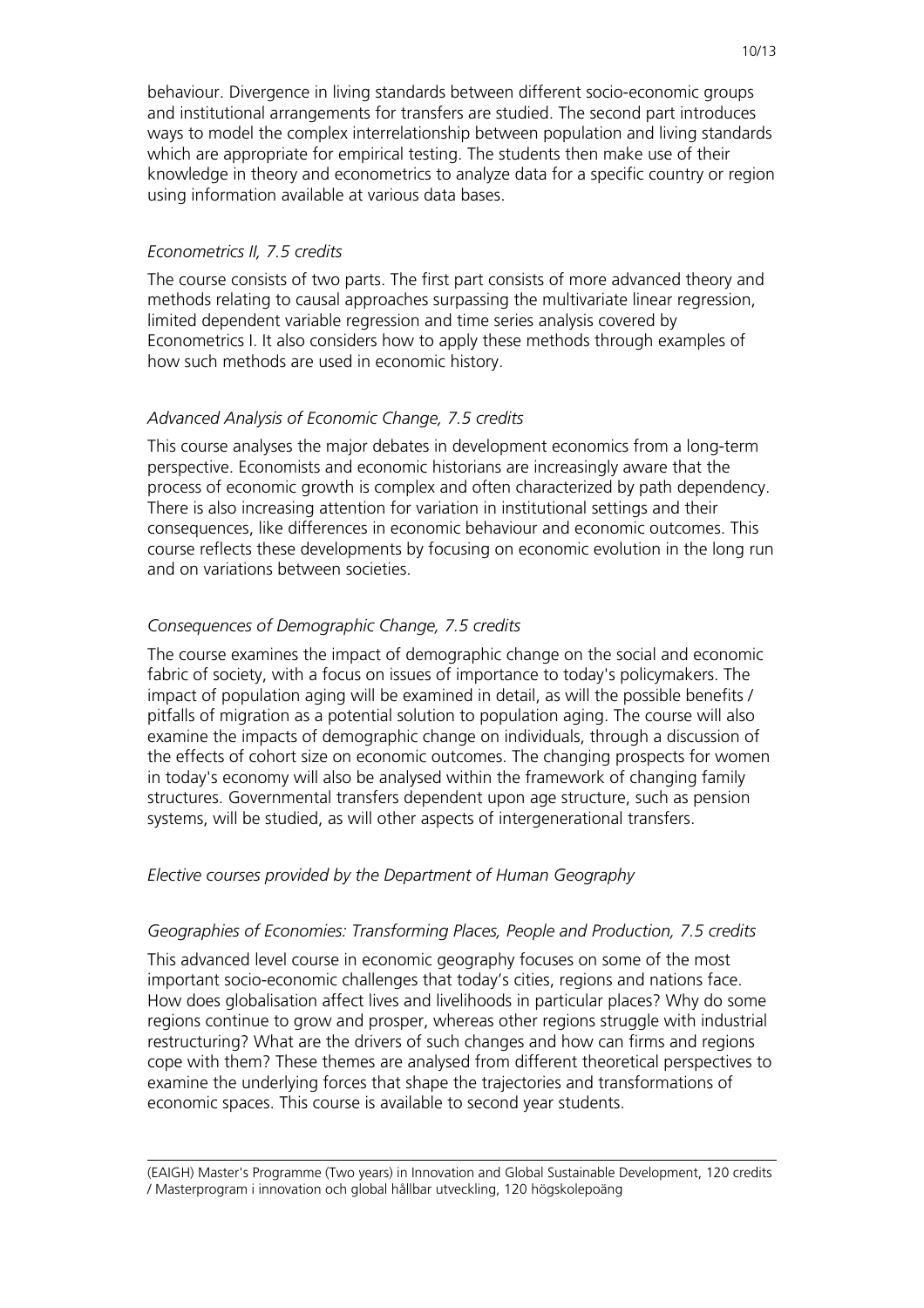behaviour. Divergence in living standards between different socio-economic groups and institutional arrangements for transfers are studied. The second part introduces ways to model the complex interrelationship between population and living standards which are appropriate for empirical testing. The students then make use of their knowledge in theory and econometrics to analyze data for a specific country or region using information available at various data bases.

*Econometrics II, 7.5 credits*

The course consists of two parts. The first part consists of more advanced theory and methods relating to causal approaches surpassing the multivariate linear regression, limited dependent variable regression and time series analysis covered by Econometrics I. It also considers how to apply these methods through examples of how such methods are used in economic history.

*Advanced Analysis of Economic Change, 7.5 credits*

This course analyses the major debates in development economics from a long-term perspective. Economists and economic historians are increasingly aware that the process of economic growth is complex and often characterized by path dependency. There is also increasing attention for variation in institutional settings and their consequences, like differences in economic behaviour and economic outcomes. This course reflects these developments by focusing on economic evolution in the long run and on variations between societies.

*Consequences of Demographic Change, 7.5 credits*

The course examines the impact of demographic change on the social and economic fabric of society, with a focus on issues of importance to today's policymakers. The impact of population aging will be examined in detail, as will the possible benefits / pitfalls of migration as a potential solution to population aging. The course will also examine the impacts of demographic change on individuals, through a discussion of the effects of cohort size on economic outcomes. The changing prospects for women in today's economy will also be analysed within the framework of changing family structures. Governmental transfers dependent upon age structure, such as pension systems, will be studied, as will other aspects of intergenerational transfers.

*Elective courses provided by the Department of Human Geography*

*Geographies of Economies: Transforming Places, People and Production, 7.5 credits*

This advanced level course in economic geography focuses on some of the most important socio-economic challenges that today's cities, regions and nations face. How does globalisation affect lives and livelihoods in particular places? Why do some regions continue to grow and prosper, whereas other regions struggle with industrial restructuring? What are the drivers of such changes and how can firms and regions cope with them? These themes are analysed from different theoretical perspectives to examine the underlying forces that shape the trajectories and transformations of economic spaces. This course is available to second year students.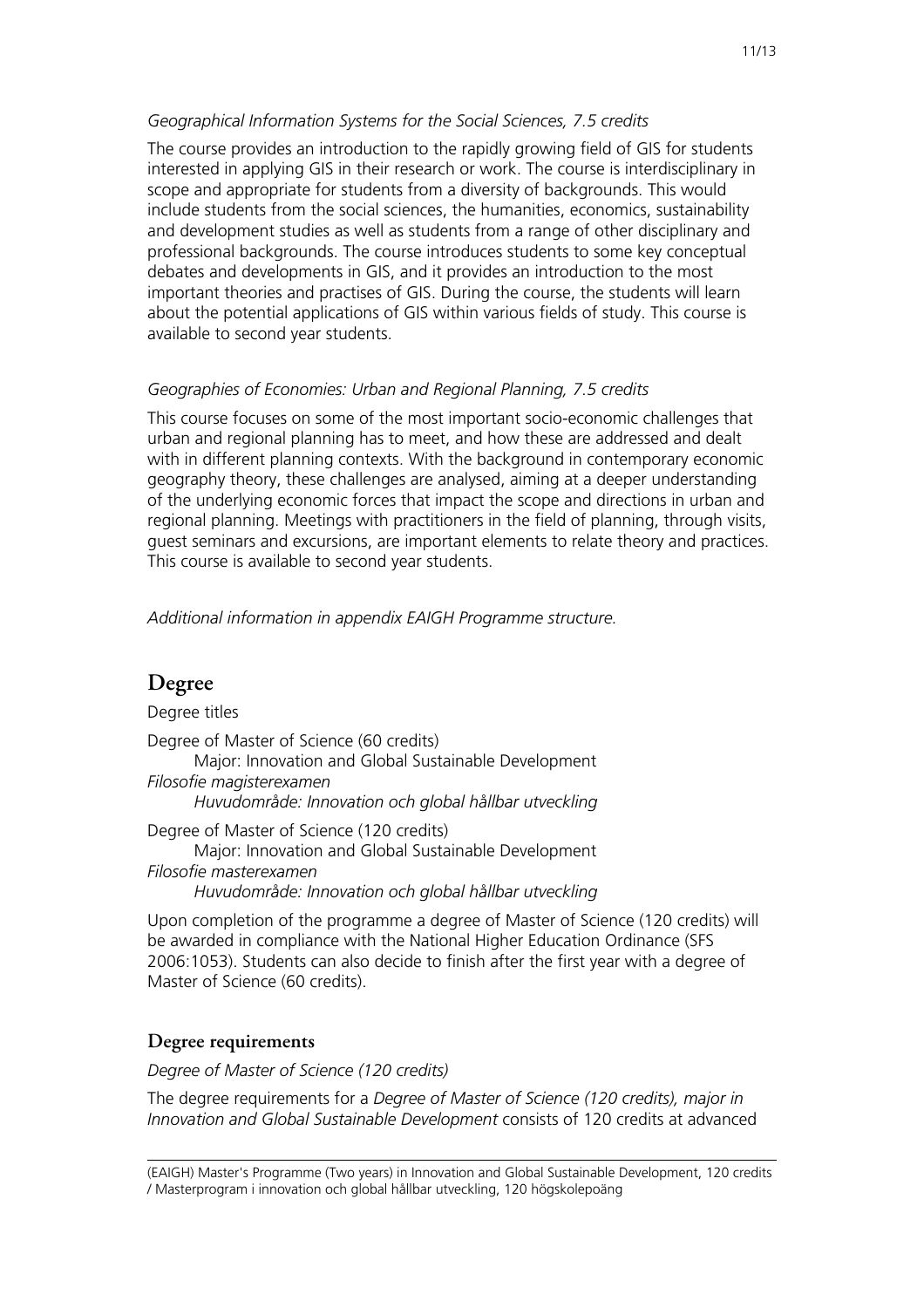*Geographical Information Systems for the Social Sciences, 7.5 credits*

The course provides an introduction to the rapidly growing field of GIS for students interested in applying GIS in their research or work. The course is interdisciplinary in scope and appropriate for students from a diversity of backgrounds. This would include students from the social sciences, the humanities, economics, sustainability and development studies as well as students from a range of other disciplinary and professional backgrounds. The course introduces students to some key conceptual debates and developments in GIS, and it provides an introduction to the most important theories and practises of GIS. During the course, the students will learn about the potential applications of GIS within various fields of study. This course is available to second year students.

*Geographies of Economies: Urban and Regional Planning, 7.5 credits*

This course focuses on some of the most important socio-economic challenges that urban and regional planning has to meet, and how these are addressed and dealt with in different planning contexts. With the background in contemporary economic geography theory, these challenges are analysed, aiming at a deeper understanding of the underlying economic forces that impact the scope and directions in urban and regional planning. Meetings with practitioners in the field of planning, through visits, guest seminars and excursions, are important elements to relate theory and practices. This course is available to second year students.

*Additional information in appendix EAIGH Programme structure.*

# Degree

Degree titles

Degree of Master of Science (60 credits)
Major: Innovation and Global Sustainable Development
*Filosofie magisterexamen*
*Huvudområde: Innovation och global hållbar utveckling*

Degree of Master of Science (120 credits)
Major: Innovation and Global Sustainable Development
*Filosofie masterexamen*
*Huvudområde: Innovation och global hållbar utveckling*

Upon completion of the programme a degree of Master of Science (120 credits) will be awarded in compliance with the National Higher Education Ordinance (SFS 2006:1053). Students can also decide to finish after the first year with a degree of Master of Science (60 credits).

## Degree requirements

*Degree of Master of Science (120 credits)*

The degree requirements for a *Degree of Master of Science (120 credits), major in Innovation and Global Sustainable Development* consists of 120 credits at advanced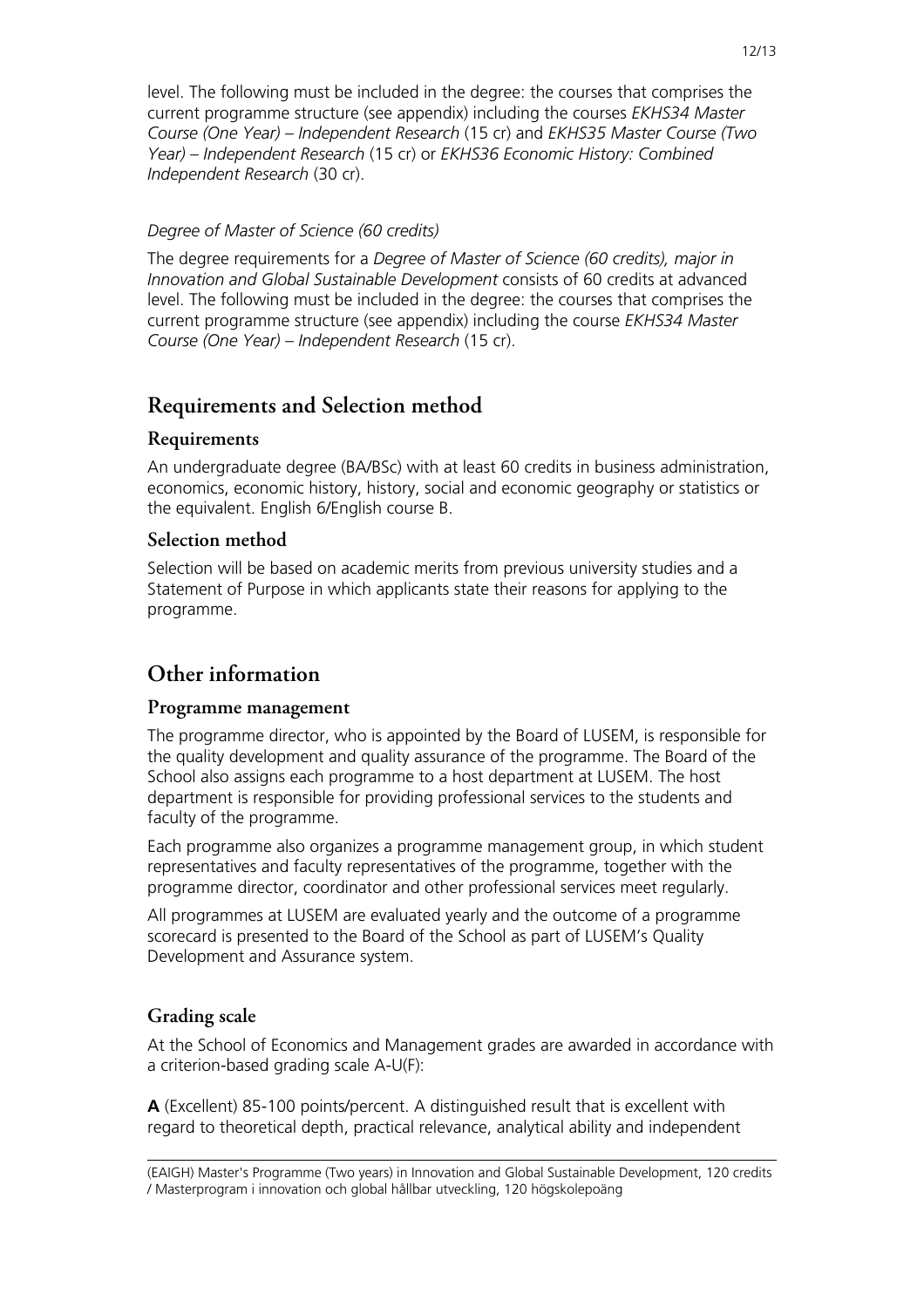level. The following must be included in the degree: the courses that comprises the current programme structure (see appendix) including the courses *EKHS34 Master Course (One Year) – Independent Research* (15 cr) and *EKHS35 Master Course (Two Year) – Independent Research* (15 cr) or *EKHS36 Economic History: Combined Independent Research* (30 cr).

*Degree of Master of Science (60 credits)*

The degree requirements for a *Degree of Master of Science (60 credits), major in Innovation and Global Sustainable Development* consists of 60 credits at advanced level. The following must be included in the degree: the courses that comprises the current programme structure (see appendix) including the course *EKHS34 Master Course (One Year) – Independent Research* (15 cr).

## Requirements and Selection method

### Requirements

An undergraduate degree (BA/BSc) with at least 60 credits in business administration, economics, economic history, history, social and economic geography or statistics or the equivalent. English 6/English course B.

### Selection method

Selection will be based on academic merits from previous university studies and a Statement of Purpose in which applicants state their reasons for applying to the programme.

## Other information

### Programme management

The programme director, who is appointed by the Board of LUSEM, is responsible for the quality development and quality assurance of the programme. The Board of the School also assigns each programme to a host department at LUSEM. The host department is responsible for providing professional services to the students and faculty of the programme.

Each programme also organizes a programme management group, in which student representatives and faculty representatives of the programme, together with the programme director, coordinator and other professional services meet regularly.

All programmes at LUSEM are evaluated yearly and the outcome of a programme scorecard is presented to the Board of the School as part of LUSEM's Quality Development and Assurance system.

### Grading scale

At the School of Economics and Management grades are awarded in accordance with a criterion-based grading scale A-U(F):

**A** (Excellent) 85-100 points/percent. A distinguished result that is excellent with regard to theoretical depth, practical relevance, analytical ability and independent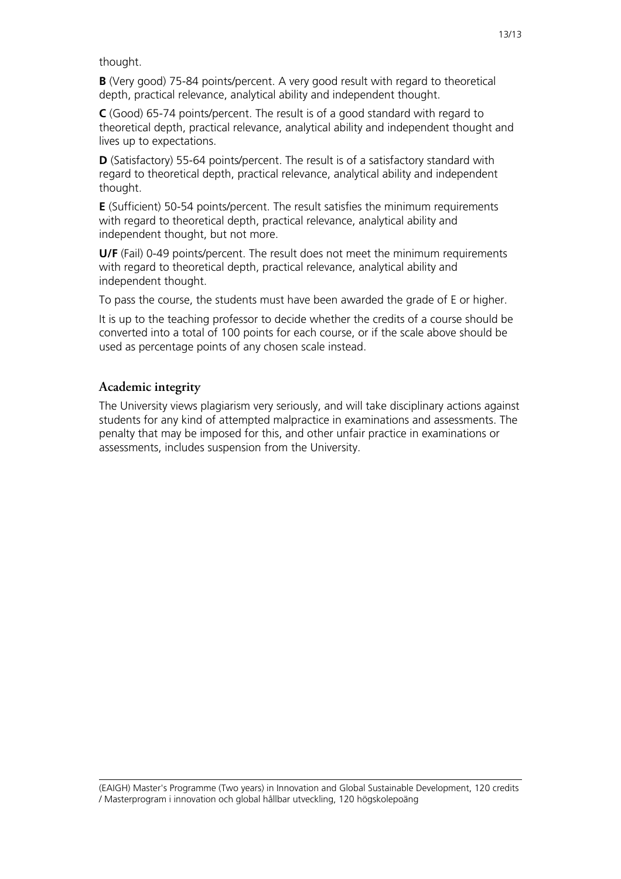thought.

**B** (Very good) 75-84 points/percent. A very good result with regard to theoretical depth, practical relevance, analytical ability and independent thought.

**C** (Good) 65-74 points/percent. The result is of a good standard with regard to theoretical depth, practical relevance, analytical ability and independent thought and lives up to expectations.

**D** (Satisfactory) 55-64 points/percent. The result is of a satisfactory standard with regard to theoretical depth, practical relevance, analytical ability and independent thought.

**E** (Sufficient) 50-54 points/percent. The result satisfies the minimum requirements with regard to theoretical depth, practical relevance, analytical ability and independent thought, but not more.

**U/F** (Fail) 0-49 points/percent. The result does not meet the minimum requirements with regard to theoretical depth, practical relevance, analytical ability and independent thought.

To pass the course, the students must have been awarded the grade of E or higher.

It is up to the teaching professor to decide whether the credits of a course should be converted into a total of 100 points for each course, or if the scale above should be used as percentage points of any chosen scale instead.

## Academic integrity

The University views plagiarism very seriously, and will take disciplinary actions against students for any kind of attempted malpractice in examinations and assessments. The penalty that may be imposed for this, and other unfair practice in examinations or assessments, includes suspension from the University.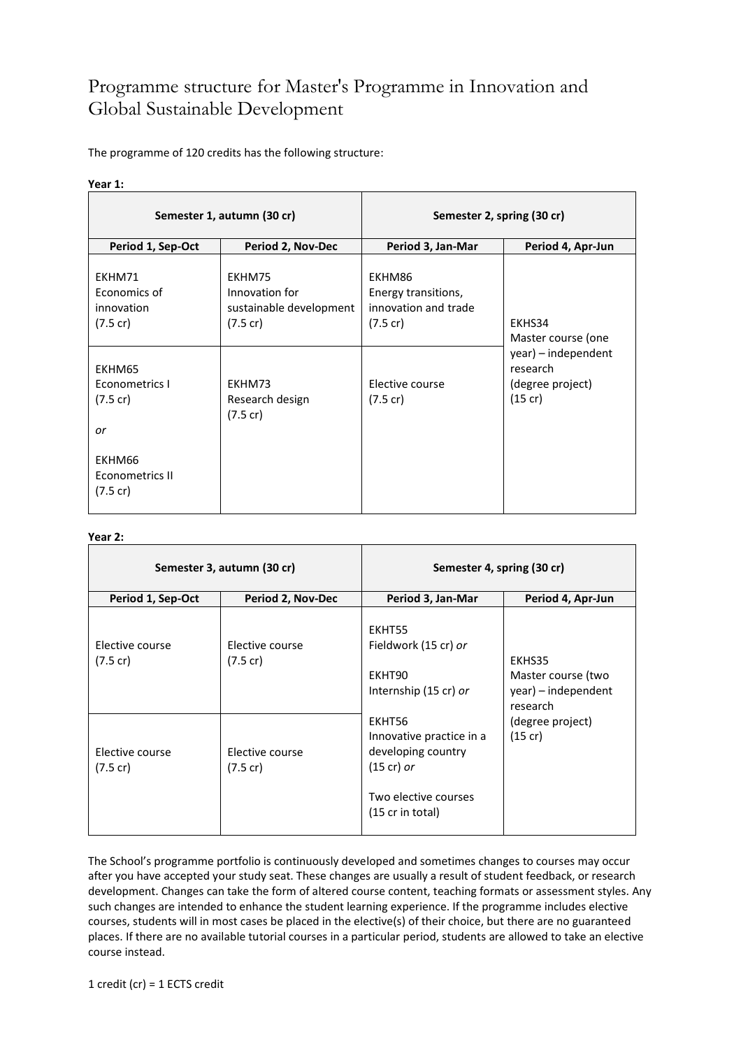# Programme structure for Master's Programme in Innovation and Global Sustainable Development

The programme of 120 credits has the following structure:

**Year 1:**

| Semester 1, autumn (30 cr) | | Semester 2, spring (30 cr) | |
|---|---|---|---|
| **Period 1, Sep-Oct** | **Period 2, Nov-Dec** | **Period 3, Jan-Mar** | **Period 4, Apr-Jun** |
| EKHM71 Economics of innovation (7.5 cr) | EKHM75 Innovation for sustainable development (7.5 cr) | EKHM86 Energy transitions, innovation and trade (7.5 cr) | EKHS34 Master course (one year) – independent research (degree project) (15 cr) |
| EKHM65 Econometrics I (7.5 cr) *or* EKHM66 Econometrics II (7.5 cr) | EKHM73 Research design (7.5 cr) | Elective course (7.5 cr) | |

**Year 2:**

| Semester 3, autumn (30 cr) | | Semester 4, spring (30 cr) | |
|---|---|---|---|
| **Period 1, Sep-Oct** | **Period 2, Nov-Dec** | **Period 3, Jan-Mar** | **Period 4, Apr-Jun** |
| Elective course (7.5 cr) | Elective course (7.5 cr) | EKHT55 Fieldwork (15 cr) *or* EKHT90 Internship (15 cr) *or* EKHT56 Innovative practice in a developing country (15 cr) *or* Two elective courses (15 cr in total) | EKHS35 Master course (two year) – independent research (degree project) (15 cr) |
| Elective course (7.5 cr) | Elective course (7.5 cr) | | |

The School's programme portfolio is continuously developed and sometimes changes to courses may occur after you have accepted your study seat. These changes are usually a result of student feedback, or research development. Changes can take the form of altered course content, teaching formats or assessment styles. Any such changes are intended to enhance the student learning experience. If the programme includes elective courses, students will in most cases be placed in the elective(s) of their choice, but there are no guaranteed places. If there are no available tutorial courses in a particular period, students are allowed to take an elective course instead.

1 credit (cr) = 1 ECTS credit